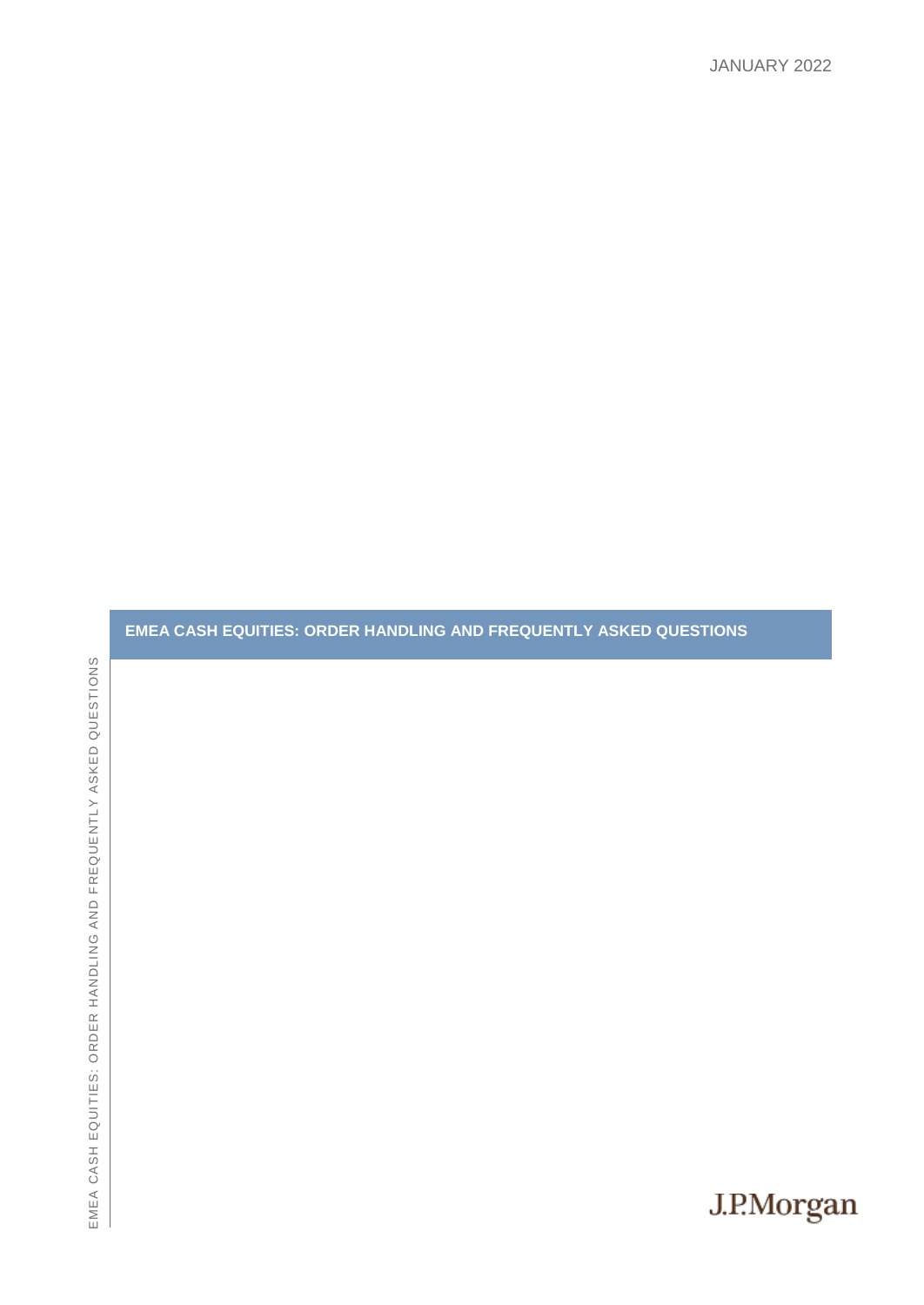JANUARY 2022

# EMEA CASH EQUITIES: ORDER HANDLING AND FREQUENTLY ASKED QUESTIONS

J.P.Morgan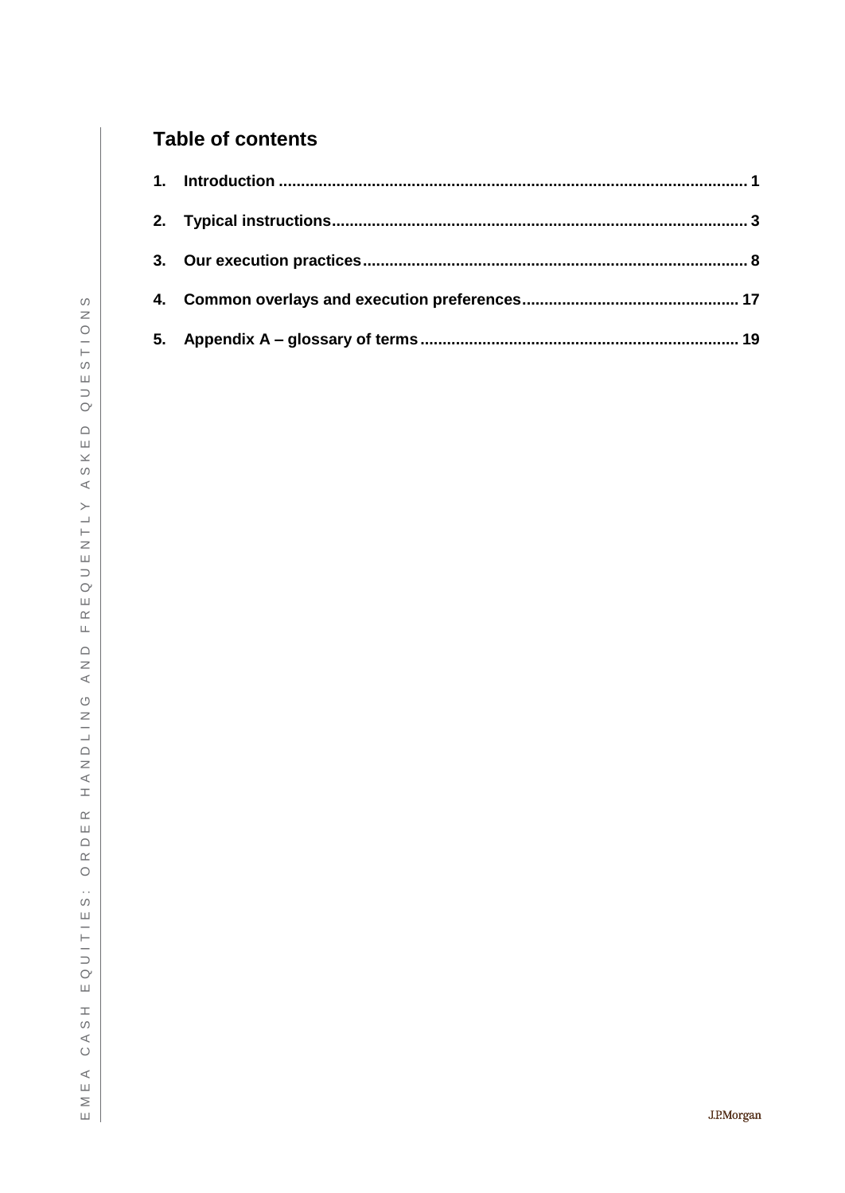# Table of contents

1. **Introduction** .......... 1
2. **Typical instructions** .......... 3
3. **Our execution practices** .......... 8
4. **Common overlays and execution preferences** .......... 17
5. **Appendix A – glossary of terms** .......... 19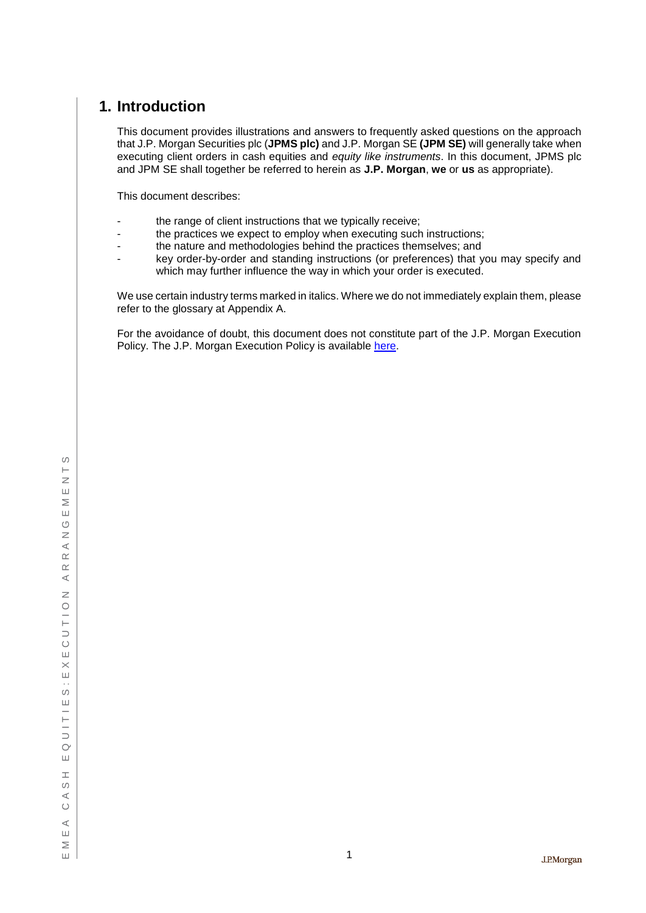# 1. Introduction

This document provides illustrations and answers to frequently asked questions on the approach that J.P. Morgan Securities plc (**JPMS plc)** and J.P. Morgan SE **(JPM SE)** will generally take when executing client orders in cash equities and *equity like instruments*. In this document, JPMS plc and JPM SE shall together be referred to herein as **J.P. Morgan**, **we** or **us** as appropriate).

This document describes:

- the range of client instructions that we typically receive;
- the practices we expect to employ when executing such instructions;
- the nature and methodologies behind the practices themselves; and
- key order-by-order and standing instructions (or preferences) that you may specify and which may further influence the way in which your order is executed.

We use certain industry terms marked in italics. Where we do not immediately explain them, please refer to the glossary at Appendix A.

For the avoidance of doubt, this document does not constitute part of the J.P. Morgan Execution Policy. The J.P. Morgan Execution Policy is available here.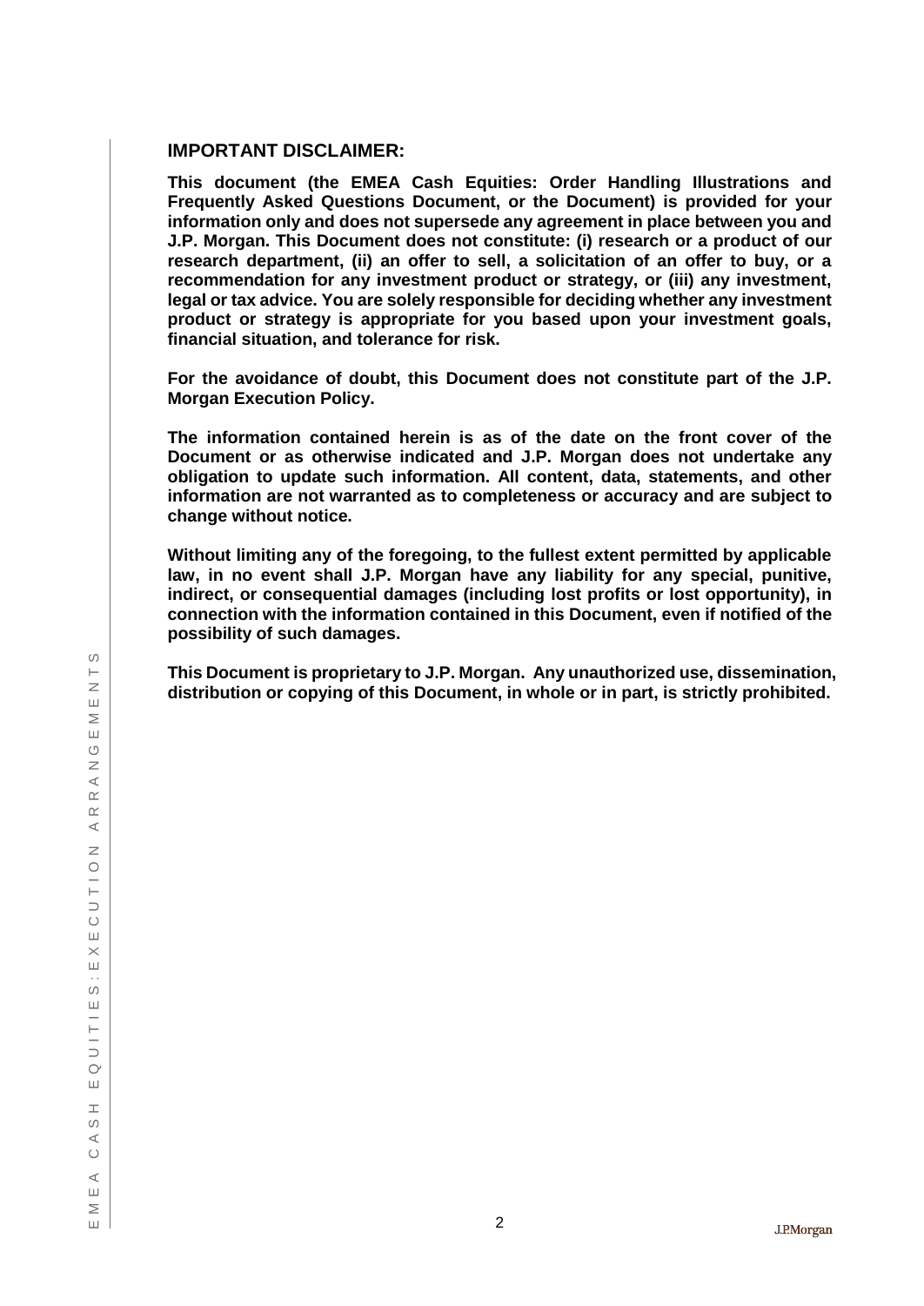**IMPORTANT DISCLAIMER:**

**This document (the EMEA Cash Equities: Order Handling Illustrations and Frequently Asked Questions Document, or the Document) is provided for your information only and does not supersede any agreement in place between you and J.P. Morgan. This Document does not constitute: (i) research or a product of our research department, (ii) an offer to sell, a solicitation of an offer to buy, or a recommendation for any investment product or strategy, or (iii) any investment, legal or tax advice. You are solely responsible for deciding whether any investment product or strategy is appropriate for you based upon your investment goals, financial situation, and tolerance for risk.**

**For the avoidance of doubt, this Document does not constitute part of the J.P. Morgan Execution Policy.**

**The information contained herein is as of the date on the front cover of the Document or as otherwise indicated and J.P. Morgan does not undertake any obligation to update such information. All content, data, statements, and other information are not warranted as to completeness or accuracy and are subject to change without notice.**

**Without limiting any of the foregoing, to the fullest extent permitted by applicable law, in no event shall J.P. Morgan have any liability for any special, punitive, indirect, or consequential damages (including lost profits or lost opportunity), in connection with the information contained in this Document, even if notified of the possibility of such damages.**

**This Document is proprietary to J.P. Morgan. Any unauthorized use, dissemination, distribution or copying of this Document, in whole or in part, is strictly prohibited.**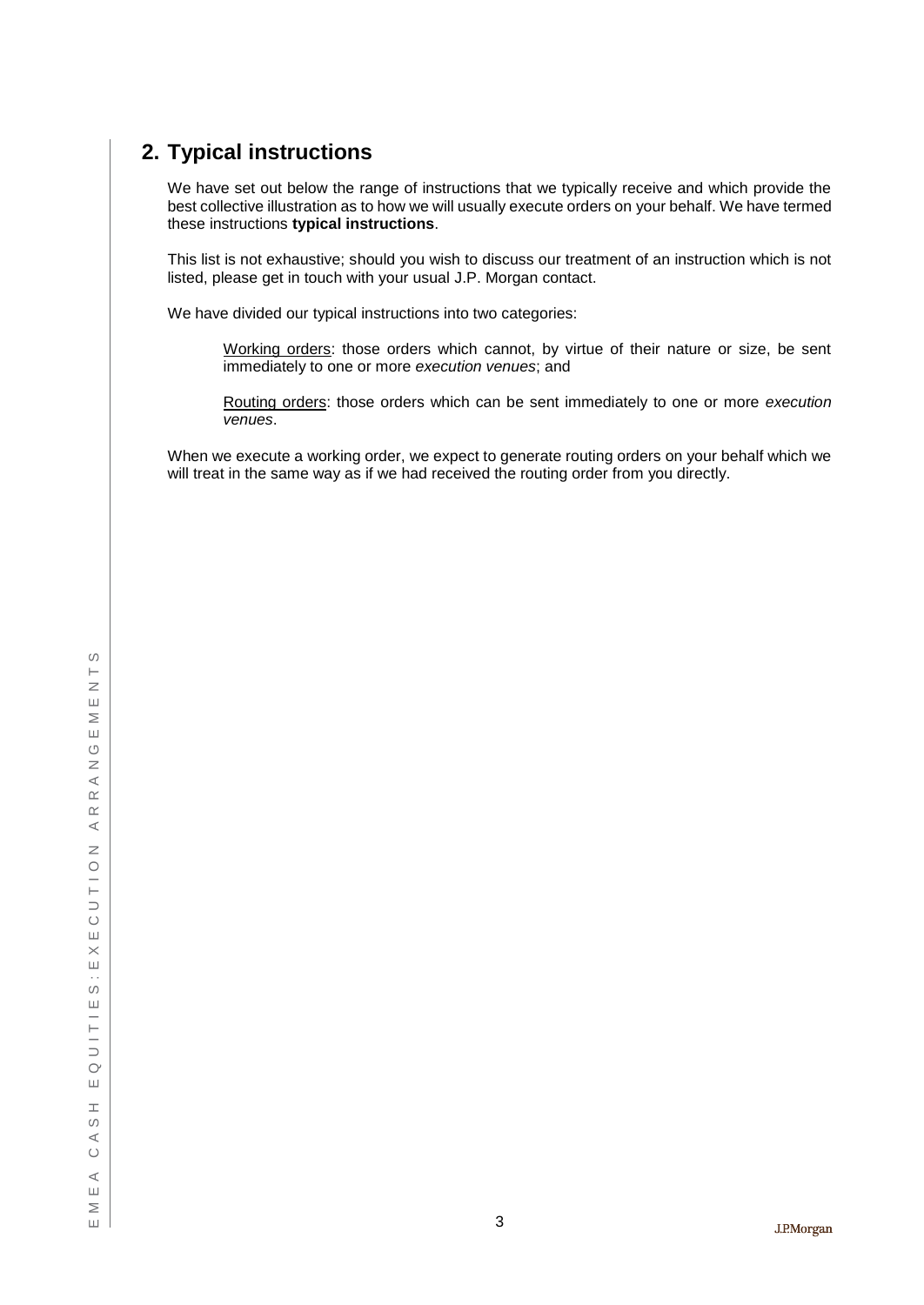## 2. Typical instructions

We have set out below the range of instructions that we typically receive and which provide the best collective illustration as to how we will usually execute orders on your behalf. We have termed these instructions **typical instructions**.

This list is not exhaustive; should you wish to discuss our treatment of an instruction which is not listed, please get in touch with your usual J.P. Morgan contact.

We have divided our typical instructions into two categories:

> <u>Working orders</u>: those orders which cannot, by virtue of their nature or size, be sent immediately to one or more *execution venues*; and
>
> <u>Routing orders</u>: those orders which can be sent immediately to one or more *execution venues*.

When we execute a working order, we expect to generate routing orders on your behalf which we will treat in the same way as if we had received the routing order from you directly.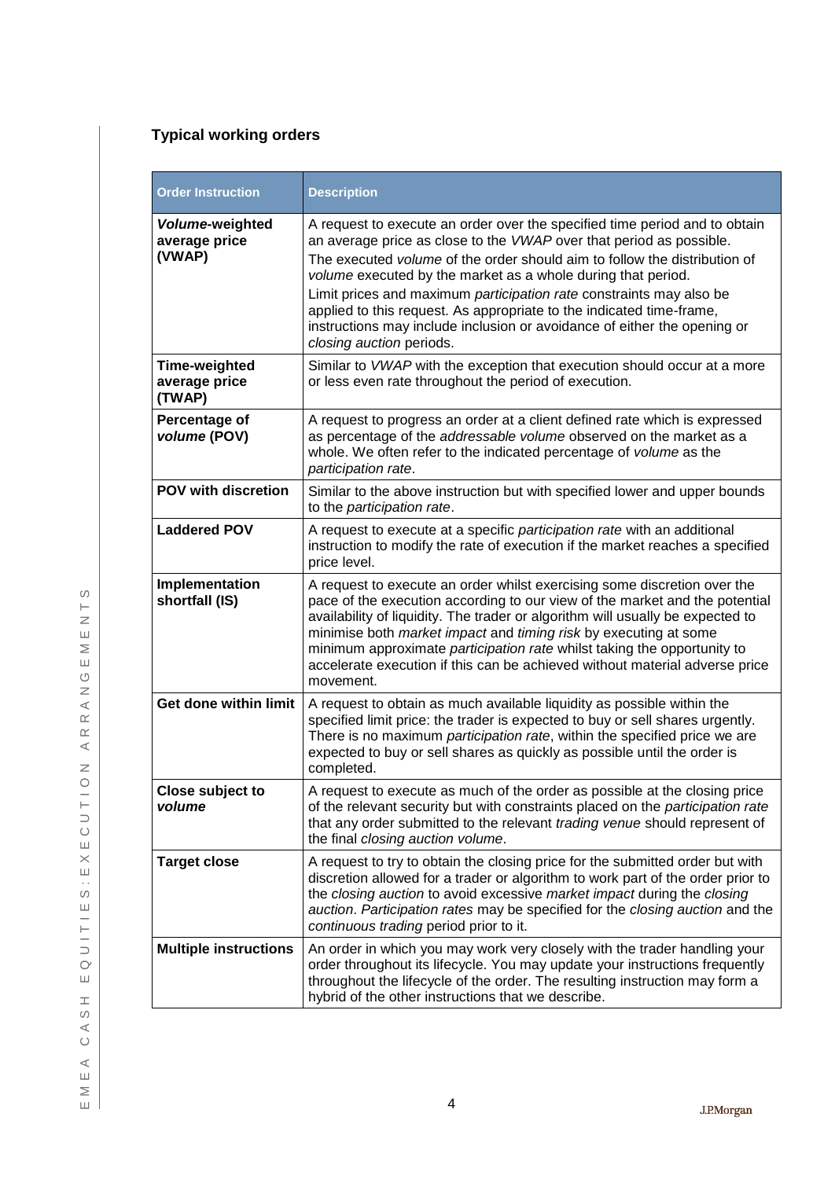## Typical working orders

| Order Instruction | Description |
|---|---|
| ***Volume*-weighted average price (VWAP)** | A request to execute an order over the specified time period and to obtain an average price as close to the *VWAP* over that period as possible. The executed *volume* of the order should aim to follow the distribution of *volume* executed by the market as a whole during that period. Limit prices and maximum *participation rate* constraints may also be applied to this request. As appropriate to the indicated time-frame, instructions may include inclusion or avoidance of either the opening or *closing auction* periods. |
| **Time-weighted average price (TWAP)** | Similar to *VWAP* with the exception that execution should occur at a more or less even rate throughout the period of execution. |
| **Percentage of *volume* (POV)** | A request to progress an order at a client defined rate which is expressed as percentage of the *addressable volume* observed on the market as a whole. We often refer to the indicated percentage of *volume* as the *participation rate*. |
| **POV with discretion** | Similar to the above instruction but with specified lower and upper bounds to the *participation rate*. |
| **Laddered POV** | A request to execute at a specific *participation rate* with an additional instruction to modify the rate of execution if the market reaches a specified price level. |
| **Implementation shortfall (IS)** | A request to execute an order whilst exercising some discretion over the pace of the execution according to our view of the market and the potential availability of liquidity. The trader or algorithm will usually be expected to minimise both *market impact* and *timing risk* by executing at some minimum approximate *participation rate* whilst taking the opportunity to accelerate execution if this can be achieved without material adverse price movement. |
| **Get done within limit** | A request to obtain as much available liquidity as possible within the specified limit price: the trader is expected to buy or sell shares urgently. There is no maximum *participation rate*, within the specified price we are expected to buy or sell shares as quickly as possible until the order is completed. |
| **Close subject to *volume*** | A request to execute as much of the order as possible at the closing price of the relevant security but with constraints placed on the *participation rate* that any order submitted to the relevant *trading venue* should represent of the final *closing auction volume*. |
| **Target close** | A request to try to obtain the closing price for the submitted order but with discretion allowed for a trader or algorithm to work part of the order prior to the *closing auction* to avoid excessive *market impact* during the *closing auction*. *Participation rates* may be specified for the *closing auction* and the *continuous trading* period prior to it. |
| **Multiple instructions** | An order in which you may work very closely with the trader handling your order throughout its lifecycle. You may update your instructions frequently throughout the lifecycle of the order. The resulting instruction may form a hybrid of the other instructions that we describe. |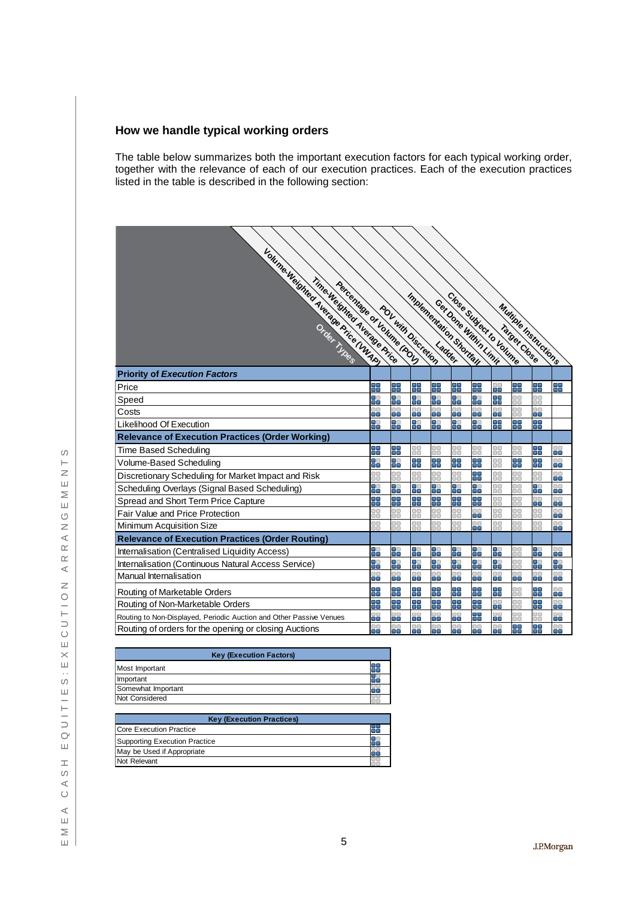## How we handle typical working orders

The table below summarizes both the important execution factors for each typical working order, together with the relevance of each of our execution practices. Each of the execution practices listed in the table is described in the following section:

| Order Types | Volume-Weighted Average Price (VWAP) | Time-Weighted Average Price | Percentage of Volume (POV) | POV with Discretion | Ladder | Implementation Shortfall | Get Done Within Limit | Close Subject to Volume | Target Close | Multiple Instructions |
|---|---|---|---|---|---|---|---|---|---|---|
| **Priority of *Execution Factors*** | | | | | | | | | | |
| Price | Most Important | Most Important | Most Important | Most Important | Most Important | Most Important | Most Important | Most Important | Most Important | Most Important |
| Speed | Important | Important | Important | Important | Important | Important | Most Important | Not Considered | Not Considered | |
| Costs | Somewhat Important | Somewhat Important | Somewhat Important | Somewhat Important | Somewhat Important | Somewhat Important | Somewhat Important | Not Considered | Somewhat Important | |
| Likelihood Of Execution | Important | Important | Important | Important | Important | Important | Most Important | Most Important | Most Important | |
| **Relevance of Execution Practices (Order Working)** | | | | | | | | | | |
| Time Based Scheduling | Core | Core | Not Relevant | Not Relevant | Not Relevant | Not Relevant | Not Relevant | Not Relevant | Core | May be Used if Appropriate |
| Volume-Based Scheduling | Supporting | Supporting | Core | Core | Core | Core | Not Relevant | Core | Core | May be Used if Appropriate |
| Discretionary Scheduling for Market Impact and Risk | Not Relevant | Not Relevant | Not Relevant | Not Relevant | Not Relevant | Core | Not Relevant | Not Relevant | Not Relevant | May be Used if Appropriate |
| Scheduling Overlays (Signal Based Scheduling) | Supporting | Supporting | Supporting | Supporting | Supporting | Supporting | Not Relevant | Not Relevant | Supporting | May be Used if Appropriate |
| Spread and Short Term Price Capture | Core | Core | Core | Core | Core | Core | Not Relevant | Not Relevant | Not Relevant | May be Used if Appropriate |
| Fair Value and Price Protection | Not Relevant | Not Relevant | Not Relevant | Not Relevant | Not Relevant | May be Used if Appropriate | Not Relevant | Not Relevant | Not Relevant | May be Used if Appropriate |
| Minimum Acquisition Size | Not Relevant | Not Relevant | Not Relevant | Not Relevant | Not Relevant | May be Used if Appropriate | Not Relevant | Not Relevant | Not Relevant | May be Used if Appropriate |
| **Relevance of Execution Practices (Order Routing)** | | | | | | | | | | |
| Internalisation (Centralised Liquidity Access) | Supporting | Supporting | Supporting | Supporting | Supporting | Supporting | Supporting | Not Relevant | Supporting | May be Used if Appropriate |
| Internalisation (Continuous Natural Access Service) | Supporting | Supporting | Supporting | Supporting | Supporting | Supporting | Not Relevant | Not Relevant | Supporting | Supporting |
| Manual Internalisation | May be Used if Appropriate | May be Used if Appropriate | May be Used if Appropriate | May be Used if Appropriate | May be Used if Appropriate | May be Used if Appropriate | May be Used if Appropriate | May be Used if Appropriate | May be Used if Appropriate | May be Used if Appropriate |
| Routing of Marketable Orders | Core | Core | Core | Core | Core | Core | Core | Not Relevant | Core | May be Used if Appropriate |
| Routing of Non-Marketable Orders | Core | Core | Core | Core | Core | Core | Not Relevant | Not Relevant | Core | May be Used if Appropriate |
| Routing to Non-Displayed, Periodic Auction and Other Passive Venues | May be Used if Appropriate | May be Used if Appropriate | May be Used if Appropriate | May be Used if Appropriate | May be Used if Appropriate | Core | May be Used if Appropriate | Not Relevant | Not Relevant | May be Used if Appropriate |
| Routing of orders for the opening or closing Auctions | May be Used if Appropriate | May be Used if Appropriate | May be Used if Appropriate | May be Used if Appropriate | May be Used if Appropriate | May be Used if Appropriate | May be Used if Appropriate | Core | Core | May be Used if Appropriate |

| Key (Execution Factors) |
|---|
| Most Important |
| Important |
| Somewhat Important |
| Not Considered |

| Key (Execution Practices) |
|---|
| Core Execution Practice |
| Supporting Execution Practice |
| May be Used if Appropriate |
| Not Relevant |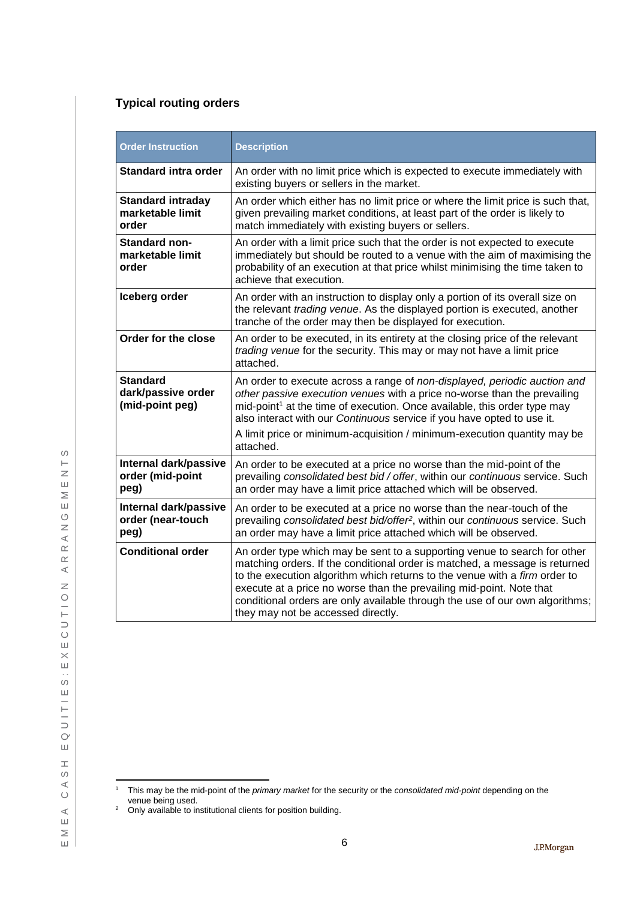### Typical routing orders

| Order Instruction | Description |
|---|---|
| **Standard intra order** | An order with no limit price which is expected to execute immediately with existing buyers or sellers in the market. |
| **Standard intraday marketable limit order** | An order which either has no limit price or where the limit price is such that, given prevailing market conditions, at least part of the order is likely to match immediately with existing buyers or sellers. |
| **Standard non-marketable limit order** | An order with a limit price such that the order is not expected to execute immediately but should be routed to a venue with the aim of maximising the probability of an execution at that price whilst minimising the time taken to achieve that execution. |
| **Iceberg order** | An order with an instruction to display only a portion of its overall size on the relevant *trading venue*. As the displayed portion is executed, another tranche of the order may then be displayed for execution. |
| **Order for the close** | An order to be executed, in its entirety at the closing price of the relevant *trading venue* for the security. This may or may not have a limit price attached. |
| **Standard dark/passive order (mid-point peg)** | An order to execute across a range of *non-displayed, periodic auction and other passive execution venues* with a price no-worse than the prevailing mid-point[1] at the time of execution. Once available, this order type may also interact with our *Continuous* service if you have opted to use it. A limit price or minimum-acquisition / minimum-execution quantity may be attached. |
| **Internal dark/passive order (mid-point peg)** | An order to be executed at a price no worse than the mid-point of the prevailing *consolidated best bid / offer*, within our *continuous* service. Such an order may have a limit price attached which will be observed. |
| **Internal dark/passive order (near-touch peg)** | An order to be executed at a price no worse than the near-touch of the prevailing *consolidated best bid/offer*[2], within our *continuous* service. Such an order may have a limit price attached which will be observed. |
| **Conditional order** | An order type which may be sent to a supporting venue to search for other matching orders. If the conditional order is matched, a message is returned to the execution algorithm which returns to the venue with a *firm* order to execute at a price no worse than the prevailing mid-point. Note that conditional orders are only available through the use of our own algorithms; they may not be accessed directly. |

[1] This may be the mid-point of the *primary market* for the security or the *consolidated mid-point* depending on the venue being used.

[2] Only available to institutional clients for position building.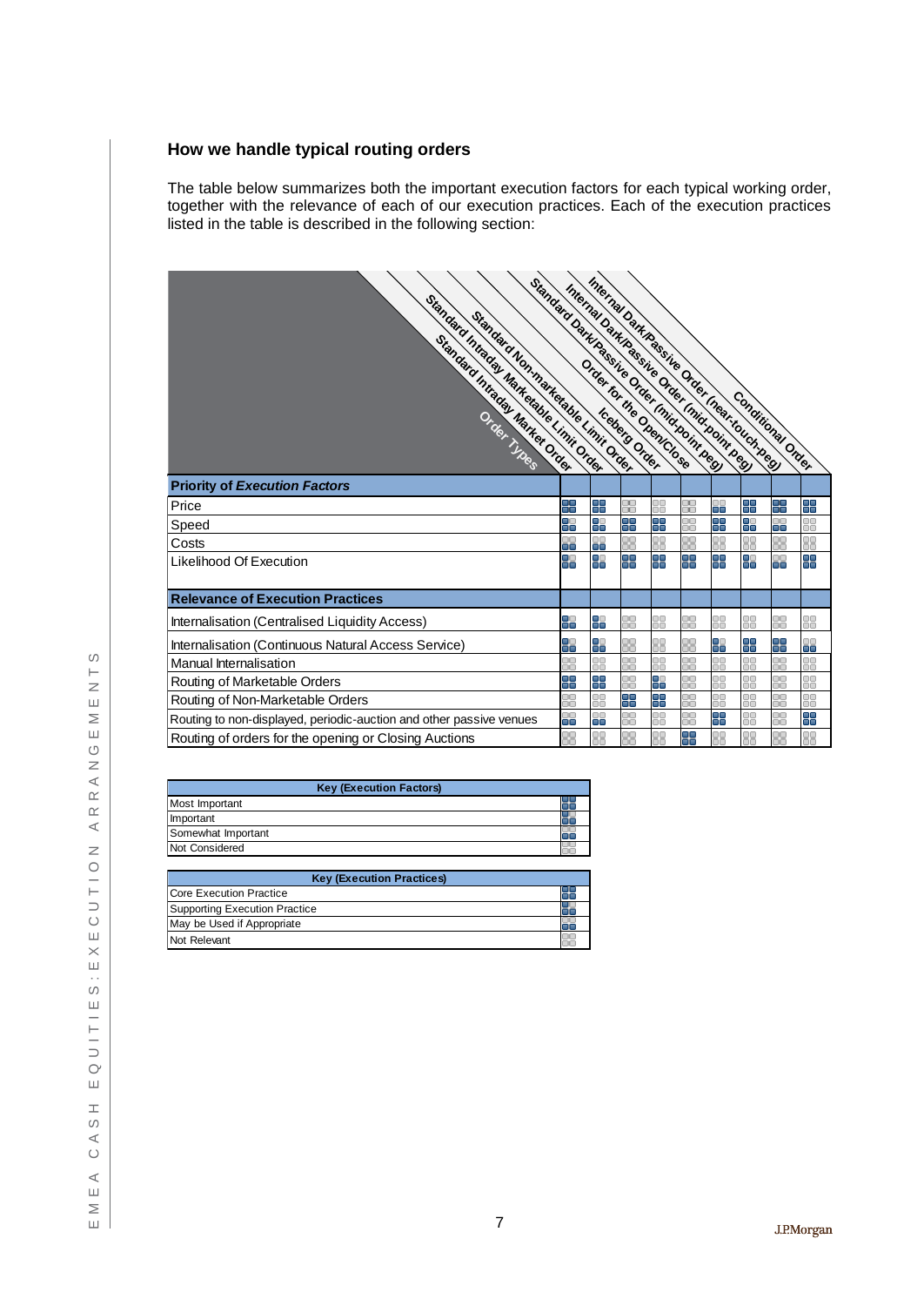## How we handle typical routing orders

The table below summarizes both the important execution factors for each typical working order, together with the relevance of each of our execution practices. Each of the execution practices listed in the table is described in the following section:

| Order Types | Standard Intraday Market Order | Standard Intraday Marketable Limit Order | Standard Non-marketable Limit Order | Iceberg Order | Order for the Open/Close | Standard Dark/Passive Order | Internal Dark/Passive Order (mid-point peg) | Internal Dark/Passive Order (near-touch-peg) | Conditional Order |
|---|---|---|---|---|---|---|---|---|---|
| **Priority of *Execution Factors*** | | | | | | | | | |
| Price | Most Important | Most Important | Somewhat Important | Not Considered | Not Considered | Somewhat Important | Most Important | Most Important | Most Important |
| Speed | Important | Important | Most Important | Most Important | Not Considered | Most Important | Important | Somewhat Important | Not Considered |
| Costs | Somewhat Important | Somewhat Important | Not Considered | Not Considered | Not Considered | Not Considered | Not Considered | Not Considered | Not Considered |
| Likelihood Of Execution | Important | Important | Most Important | Most Important | Most Important | Most Important | Important | Somewhat Important | Most Important |
| **Relevance of Execution Practices** | | | | | | | | | |
| Internalisation (Centralised Liquidity Access) | Supporting Execution Practice | Supporting Execution Practice | Not Relevant | Not Relevant | Not Relevant | Not Relevant | Not Relevant | Not Relevant | Not Relevant |
| Internalisation (Continuous Natural Access Service) | Supporting Execution Practice | Supporting Execution Practice | Not Relevant | Not Relevant | Not Relevant | Supporting Execution Practice | Core Execution Practice | Core Execution Practice | May be Used if Appropriate |
| Manual Internalisation | Not Relevant | Not Relevant | Not Relevant | Not Relevant | Not Relevant | Not Relevant | Not Relevant | Not Relevant | Not Relevant |
| Routing of Marketable Orders | Core Execution Practice | Core Execution Practice | Not Relevant | Supporting Execution Practice | Not Relevant | Not Relevant | Not Relevant | Not Relevant | Not Relevant |
| Routing of Non-Marketable Orders | Not Relevant | Not Relevant | Core Execution Practice | Core Execution Practice | Not Relevant | Not Relevant | Not Relevant | Not Relevant | Not Relevant |
| Routing to non-displayed, periodic-auction and other passive venues | May be Used if Appropriate | May be Used if Appropriate | Not Relevant | Not Relevant | Not Relevant | Core Execution Practice | Not Relevant | Not Relevant | Core Execution Practice |
| Routing of orders for the opening or Closing Auctions | Not Relevant | Not Relevant | Not Relevant | Not Relevant | Core Execution Practice | Not Relevant | Not Relevant | Not Relevant | Not Relevant |

| Key (Execution Factors) |
|---|
| Most Important |
| Important |
| Somewhat Important |
| Not Considered |

| Key (Execution Practices) |
|---|
| Core Execution Practice |
| Supporting Execution Practice |
| May be Used if Appropriate |
| Not Relevant |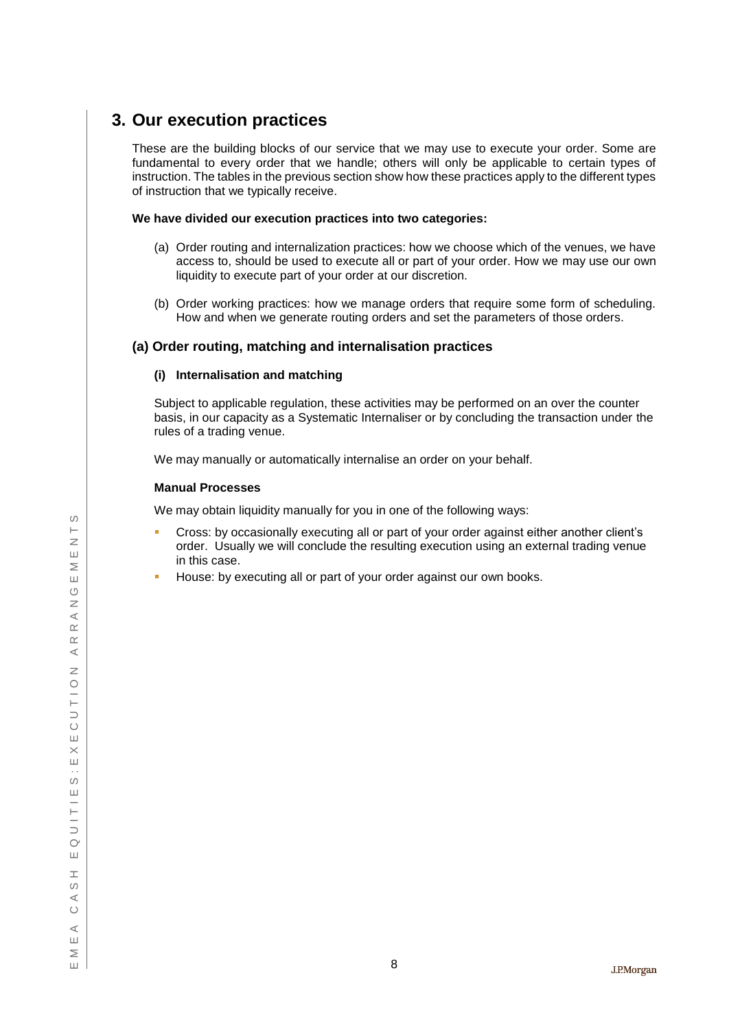## 3. Our execution practices

These are the building blocks of our service that we may use to execute your order. Some are fundamental to every order that we handle; others will only be applicable to certain types of instruction. The tables in the previous section show how these practices apply to the different types of instruction that we typically receive.

**We have divided our execution practices into two categories:**

(a) Order routing and internalization practices: how we choose which of the venues, we have access to, should be used to execute all or part of your order. How we may use our own liquidity to execute part of your order at our discretion.

(b) Order working practices: how we manage orders that require some form of scheduling. How and when we generate routing orders and set the parameters of those orders.

### (a) Order routing, matching and internalisation practices

#### (i) Internalisation and matching

Subject to applicable regulation, these activities may be performed on an over the counter basis, in our capacity as a Systematic Internaliser or by concluding the transaction under the rules of a trading venue.

We may manually or automatically internalise an order on your behalf.

**Manual Processes**

We may obtain liquidity manually for you in one of the following ways:

- Cross: by occasionally executing all or part of your order against either another client's order. Usually we will conclude the resulting execution using an external trading venue in this case.
- House: by executing all or part of your order against our own books.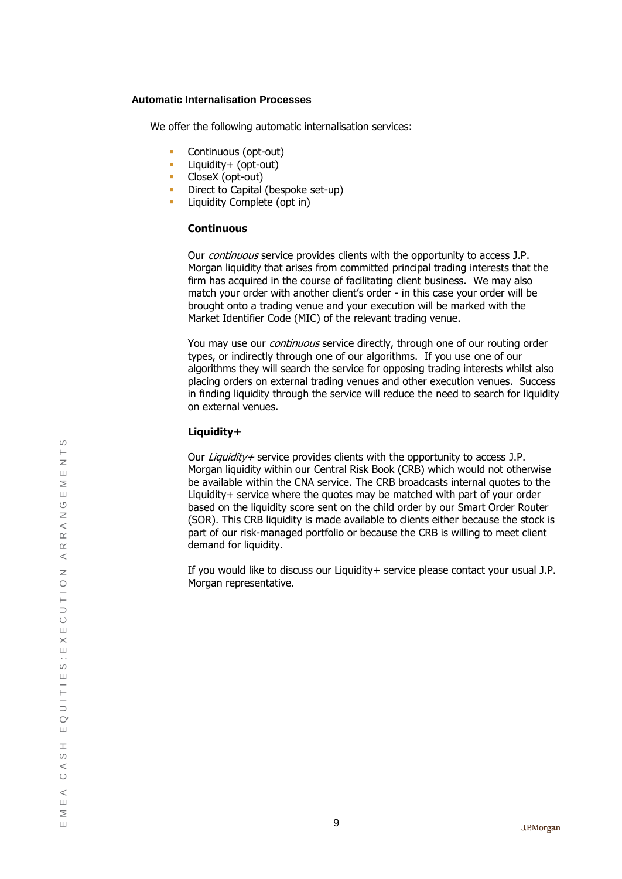## Automatic Internalisation Processes

We offer the following automatic internalisation services:

- Continuous (opt-out)
- Liquidity+ (opt-out)
- CloseX (opt-out)
- Direct to Capital (bespoke set-up)
- Liquidity Complete (opt in)

### Continuous

Our *continuous* service provides clients with the opportunity to access J.P. Morgan liquidity that arises from committed principal trading interests that the firm has acquired in the course of facilitating client business. We may also match your order with another client's order - in this case your order will be brought onto a trading venue and your execution will be marked with the Market Identifier Code (MIC) of the relevant trading venue.

You may use our *continuous* service directly, through one of our routing order types, or indirectly through one of our algorithms. If you use one of our algorithms they will search the service for opposing trading interests whilst also placing orders on external trading venues and other execution venues. Success in finding liquidity through the service will reduce the need to search for liquidity on external venues.

### Liquidity+

Our *Liquidity+* service provides clients with the opportunity to access J.P. Morgan liquidity within our Central Risk Book (CRB) which would not otherwise be available within the CNA service. The CRB broadcasts internal quotes to the Liquidity+ service where the quotes may be matched with part of your order based on the liquidity score sent on the child order by our Smart Order Router (SOR). This CRB liquidity is made available to clients either because the stock is part of our risk-managed portfolio or because the CRB is willing to meet client demand for liquidity.

If you would like to discuss our Liquidity+ service please contact your usual J.P. Morgan representative.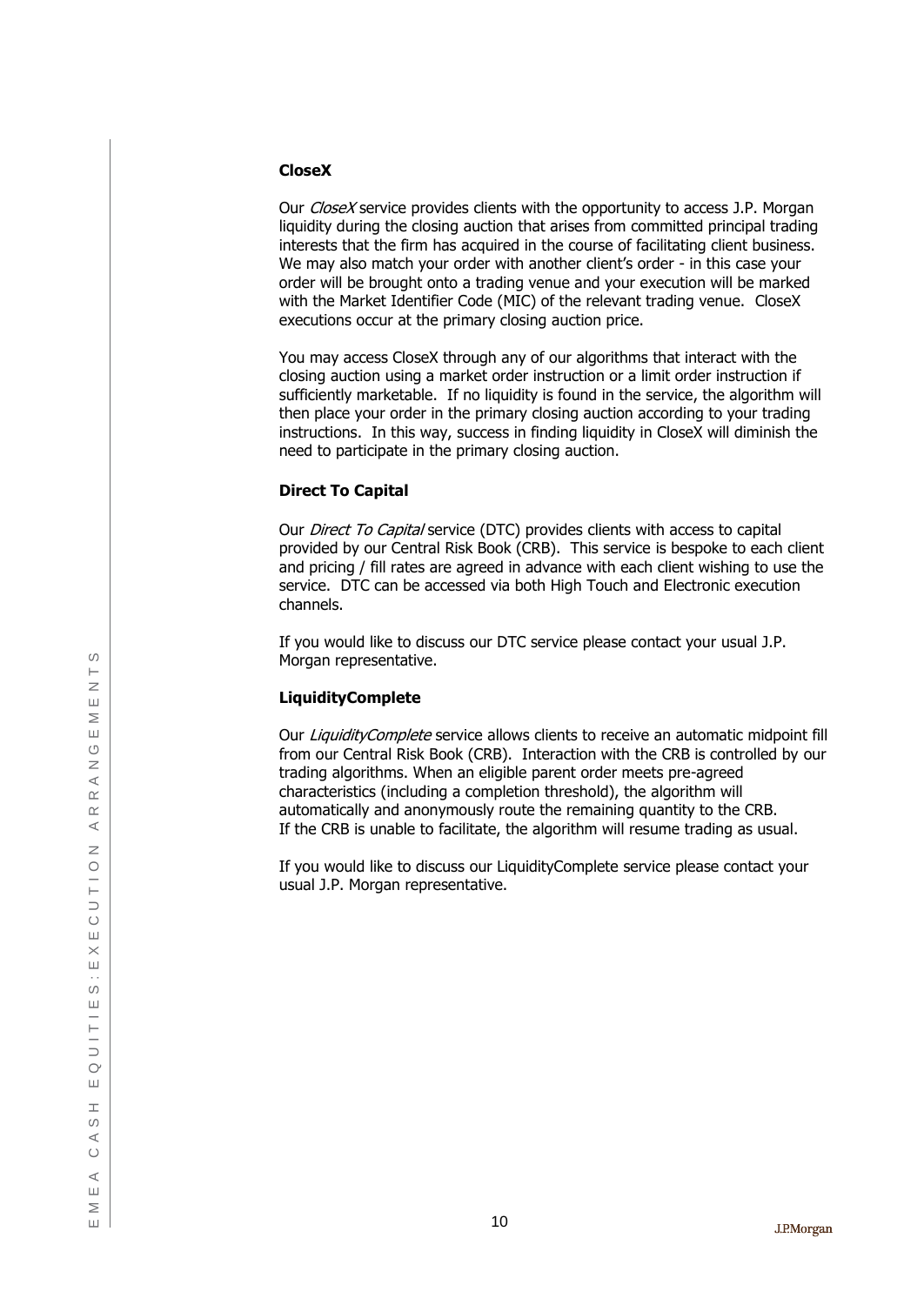### CloseX

Our *CloseX* service provides clients with the opportunity to access J.P. Morgan liquidity during the closing auction that arises from committed principal trading interests that the firm has acquired in the course of facilitating client business. We may also match your order with another client's order - in this case your order will be brought onto a trading venue and your execution will be marked with the Market Identifier Code (MIC) of the relevant trading venue. CloseX executions occur at the primary closing auction price.

You may access CloseX through any of our algorithms that interact with the closing auction using a market order instruction or a limit order instruction if sufficiently marketable. If no liquidity is found in the service, the algorithm will then place your order in the primary closing auction according to your trading instructions. In this way, success in finding liquidity in CloseX will diminish the need to participate in the primary closing auction.

### Direct To Capital

Our *Direct To Capital* service (DTC) provides clients with access to capital provided by our Central Risk Book (CRB). This service is bespoke to each client and pricing / fill rates are agreed in advance with each client wishing to use the service. DTC can be accessed via both High Touch and Electronic execution channels.

If you would like to discuss our DTC service please contact your usual J.P. Morgan representative.

### LiquidityComplete

Our *LiquidityComplete* service allows clients to receive an automatic midpoint fill from our Central Risk Book (CRB). Interaction with the CRB is controlled by our trading algorithms. When an eligible parent order meets pre-agreed characteristics (including a completion threshold), the algorithm will automatically and anonymously route the remaining quantity to the CRB. If the CRB is unable to facilitate, the algorithm will resume trading as usual.

If you would like to discuss our LiquidityComplete service please contact your usual J.P. Morgan representative.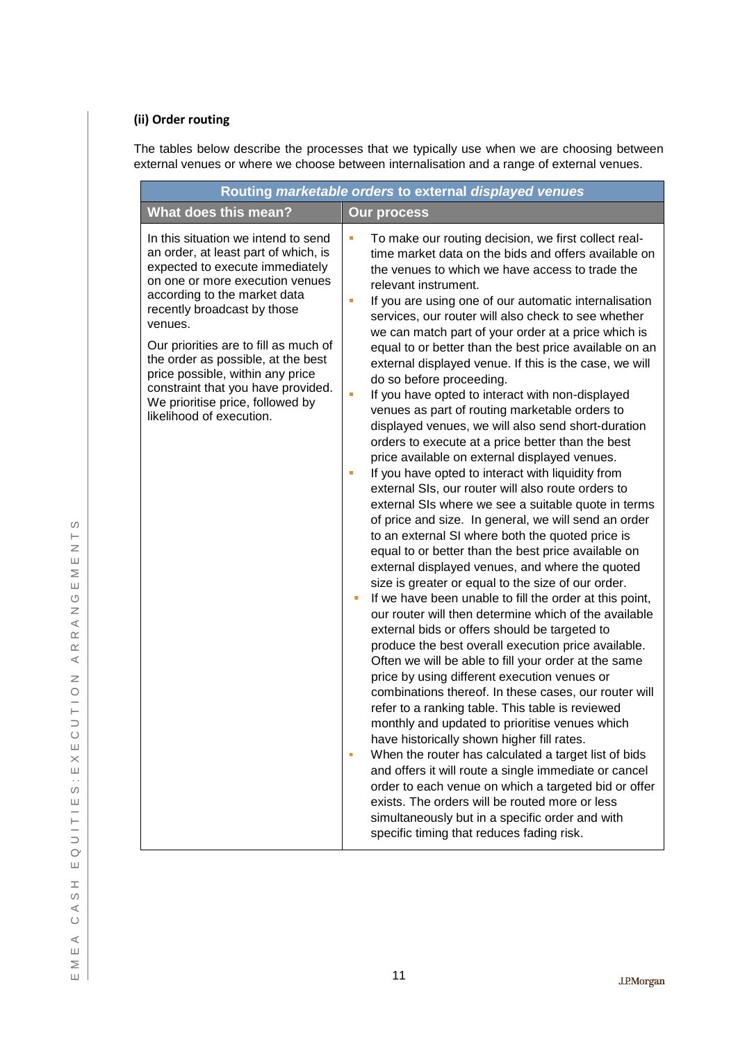### (ii) Order routing

The tables below describe the processes that we typically use when we are choosing between external venues or where we choose between internalisation and a range of external venues.

| Routing *marketable orders* to external *displayed venues* | |
|---|---|
| **What does this mean?** | **Our process** |
| In this situation we intend to send an order, at least part of which, is expected to execute immediately on one or more execution venues according to the market data recently broadcast by those venues.<br><br>Our priorities are to fill as much of the order as possible, at the best price possible, within any price constraint that you have provided. We prioritise price, followed by likelihood of execution. | ▪ To make our routing decision, we first collect real-time market data on the bids and offers available on the venues to which we have access to trade the relevant instrument.<br>▪ If you are using one of our automatic internalisation services, our router will also check to see whether we can match part of your order at a price which is equal to or better than the best price available on an external displayed venue. If this is the case, we will do so before proceeding.<br>▪ If you have opted to interact with non-displayed venues as part of routing marketable orders to displayed venues, we will also send short-duration orders to execute at a price better than the best price available on external displayed venues.<br>▪ If you have opted to interact with liquidity from external SIs, our router will also route orders to external SIs where we see a suitable quote in terms of price and size. In general, we will send an order to an external SI where both the quoted price is equal to or better than the best price available on external displayed venues, and where the quoted size is greater or equal to the size of our order.<br>▪ If we have been unable to fill the order at this point, our router will then determine which of the available external bids or offers should be targeted to produce the best overall execution price available. Often we will be able to fill your order at the same price by using different execution venues or combinations thereof. In these cases, our router will refer to a ranking table. This table is reviewed monthly and updated to prioritise venues which have historically shown higher fill rates.<br>▪ When the router has calculated a target list of bids and offers it will route a single immediate or cancel order to each venue on which a targeted bid or offer exists. The orders will be routed more or less simultaneously but in a specific order and with specific timing that reduces fading risk. |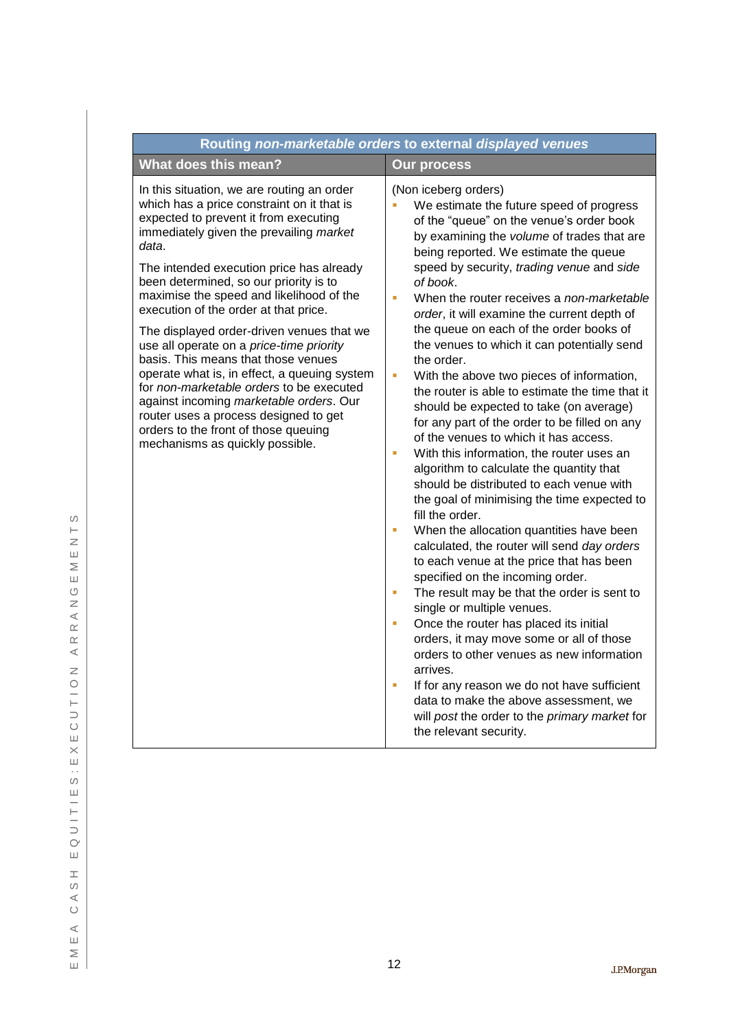| Routing *non-marketable orders* to external *displayed venues* | |
|---|---|
| **What does this mean?** | **Our process** |
| In this situation, we are routing an order which has a price constraint on it that is expected to prevent it from executing immediately given the prevailing *market data*.<br><br>The intended execution price has already been determined, so our priority is to maximise the speed and likelihood of the execution of the order at that price.<br><br>The displayed order-driven venues that we use all operate on a *price-time priority* basis. This means that those venues operate what is, in effect, a queuing system for *non-marketable orders* to be executed against incoming *marketable orders*. Our router uses a process designed to get orders to the front of those queuing mechanisms as quickly as possible. | (Non iceberg orders)<br>▪ We estimate the future speed of progress of the "queue" on the venue's order book by examining the *volume* of trades that are being reported. We estimate the queue speed by security, *trading venue* and *side of book*.<br>▪ When the router receives a *non-marketable order*, it will examine the current depth of the queue on each of the order books of the venues to which it can potentially send the order.<br>▪ With the above two pieces of information, the router is able to estimate the time that it should be expected to take (on average) for any part of the order to be filled on any of the venues to which it has access.<br>▪ With this information, the router uses an algorithm to calculate the quantity that should be distributed to each venue with the goal of minimising the time expected to fill the order.<br>▪ When the allocation quantities have been calculated, the router will send *day orders* to each venue at the price that has been specified on the incoming order.<br>▪ The result may be that the order is sent to single or multiple venues.<br>▪ Once the router has placed its initial orders, it may move some or all of those orders to other venues as new information arrives.<br>▪ If for any reason we do not have sufficient data to make the above assessment, we will *post* the order to the *primary market* for the relevant security. |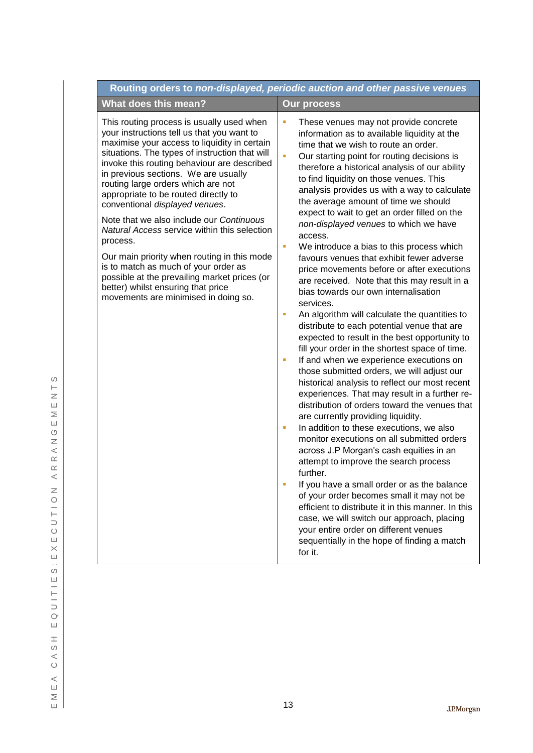**Routing orders to *non-displayed, periodic auction and other passive venues***

| What does this mean? | Our process |
|---|---|
| This routing process is usually used when your instructions tell us that you want to maximise your access to liquidity in certain situations. The types of instruction that will invoke this routing behaviour are described in previous sections. We are usually routing large orders which are not appropriate to be routed directly to conventional *displayed venues*.<br><br>Note that we also include our *Continuous Natural Access* service within this selection process.<br><br>Our main priority when routing in this mode is to match as much of your order as possible at the prevailing market prices (or better) whilst ensuring that price movements are minimised in doing so. | - These venues may not provide concrete information as to available liquidity at the time that we wish to route an order.<br>- Our starting point for routing decisions is therefore a historical analysis of our ability to find liquidity on those venues. This analysis provides us with a way to calculate the average amount of time we should expect to wait to get an order filled on the *non-displayed venues* to which we have access.<br>- We introduce a bias to this process which favours venues that exhibit fewer adverse price movements before or after executions are received. Note that this may result in a bias towards our own internalisation services.<br>- An algorithm will calculate the quantities to distribute to each potential venue that are expected to result in the best opportunity to fill your order in the shortest space of time.<br>- If and when we experience executions on those submitted orders, we will adjust our historical analysis to reflect our most recent experiences. That may result in a further re-distribution of orders toward the venues that are currently providing liquidity.<br>- In addition to these executions, we also monitor executions on all submitted orders across J.P Morgan's cash equities in an attempt to improve the search process further.<br>- If you have a small order or as the balance of your order becomes small it may not be efficient to distribute it in this manner. In this case, we will switch our approach, placing your entire order on different venues sequentially in the hope of finding a match for it. |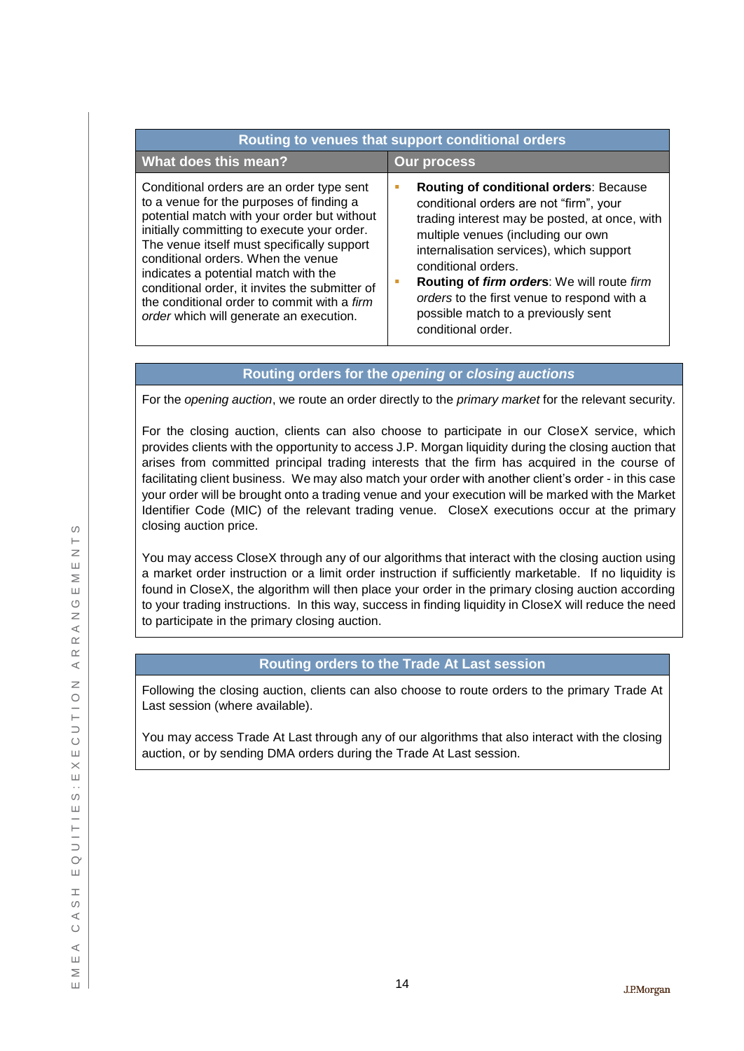| Routing to venues that support conditional orders | |
|---|---|
| **What does this mean?** | **Our process** |
| Conditional orders are an order type sent to a venue for the purposes of finding a potential match with your order but without initially committing to execute your order. The venue itself must specifically support conditional orders. When the venue indicates a potential match with the conditional order, it invites the submitter of the conditional order to commit with a *firm order* which will generate an execution. | ▪ **Routing of conditional orders**: Because conditional orders are not "firm", your trading interest may be posted, at once, with multiple venues (including our own internalisation services), which support conditional orders.<br>▪ **Routing of *firm orders***: We will route *firm orders* to the first venue to respond with a possible match to a previously sent conditional order. |

## Routing orders for the *opening* or *closing auctions*

For the *opening auction*, we route an order directly to the *primary market* for the relevant security.

For the closing auction, clients can also choose to participate in our CloseX service, which provides clients with the opportunity to access J.P. Morgan liquidity during the closing auction that arises from committed principal trading interests that the firm has acquired in the course of facilitating client business. We may also match your order with another client's order - in this case your order will be brought onto a trading venue and your execution will be marked with the Market Identifier Code (MIC) of the relevant trading venue. CloseX executions occur at the primary closing auction price.

You may access CloseX through any of our algorithms that interact with the closing auction using a market order instruction or a limit order instruction if sufficiently marketable. If no liquidity is found in CloseX, the algorithm will then place your order in the primary closing auction according to your trading instructions. In this way, success in finding liquidity in CloseX will reduce the need to participate in the primary closing auction.

## Routing orders to the Trade At Last session

Following the closing auction, clients can also choose to route orders to the primary Trade At Last session (where available).

You may access Trade At Last through any of our algorithms that also interact with the closing auction, or by sending DMA orders during the Trade At Last session.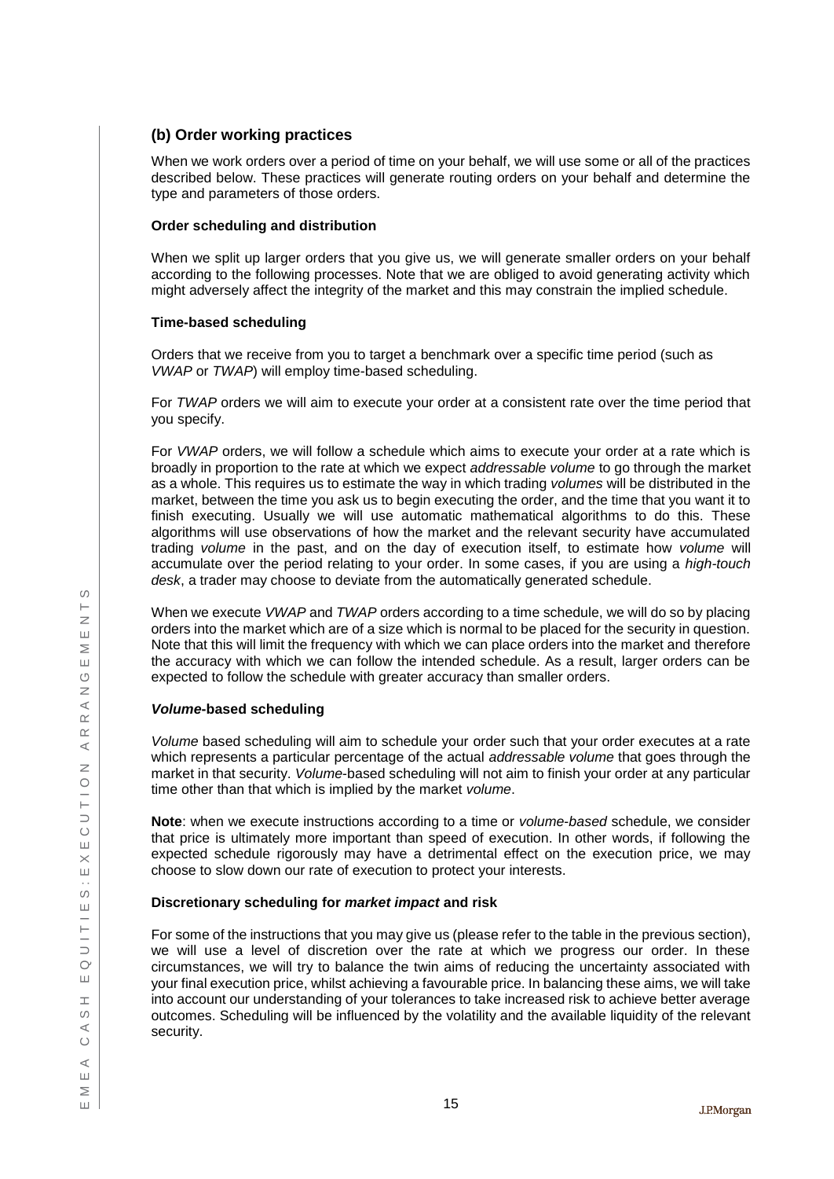### (b) Order working practices

When we work orders over a period of time on your behalf, we will use some or all of the practices described below. These practices will generate routing orders on your behalf and determine the type and parameters of those orders.

**Order scheduling and distribution**

When we split up larger orders that you give us, we will generate smaller orders on your behalf according to the following processes. Note that we are obliged to avoid generating activity which might adversely affect the integrity of the market and this may constrain the implied schedule.

**Time-based scheduling**

Orders that we receive from you to target a benchmark over a specific time period (such as *VWAP* or *TWAP*) will employ time-based scheduling.

For *TWAP* orders we will aim to execute your order at a consistent rate over the time period that you specify.

For *VWAP* orders, we will follow a schedule which aims to execute your order at a rate which is broadly in proportion to the rate at which we expect *addressable volume* to go through the market as a whole. This requires us to estimate the way in which trading *volumes* will be distributed in the market, between the time you ask us to begin executing the order, and the time that you want it to finish executing. Usually we will use automatic mathematical algorithms to do this. These algorithms will use observations of how the market and the relevant security have accumulated trading *volume* in the past, and on the day of execution itself, to estimate how *volume* will accumulate over the period relating to your order. In some cases, if you are using a *high-touch desk*, a trader may choose to deviate from the automatically generated schedule.

When we execute *VWAP* and *TWAP* orders according to a time schedule, we will do so by placing orders into the market which are of a size which is normal to be placed for the security in question. Note that this will limit the frequency with which we can place orders into the market and therefore the accuracy with which we can follow the intended schedule. As a result, larger orders can be expected to follow the schedule with greater accuracy than smaller orders.

***Volume*-based scheduling**

*Volume* based scheduling will aim to schedule your order such that your order executes at a rate which represents a particular percentage of the actual *addressable volume* that goes through the market in that security. *Volume*-based scheduling will not aim to finish your order at any particular time other than that which is implied by the market *volume*.

**Note**: when we execute instructions according to a time or *volume-based* schedule, we consider that price is ultimately more important than speed of execution. In other words, if following the expected schedule rigorously may have a detrimental effect on the execution price, we may choose to slow down our rate of execution to protect your interests.

**Discretionary scheduling for *market impact* and risk**

For some of the instructions that you may give us (please refer to the table in the previous section), we will use a level of discretion over the rate at which we progress our order. In these circumstances, we will try to balance the twin aims of reducing the uncertainty associated with your final execution price, whilst achieving a favourable price. In balancing these aims, we will take into account our understanding of your tolerances to take increased risk to achieve better average outcomes. Scheduling will be influenced by the volatility and the available liquidity of the relevant security.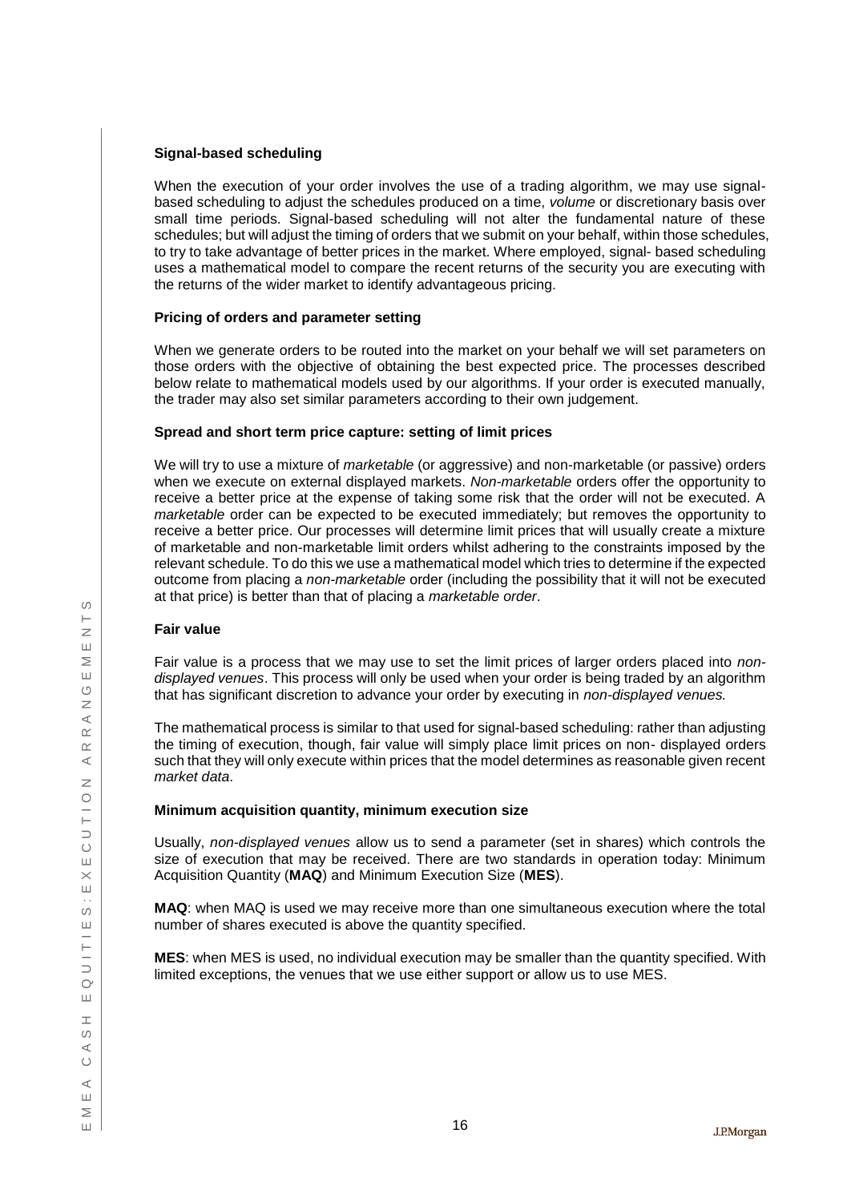**Signal-based scheduling**

When the execution of your order involves the use of a trading algorithm, we may use signal-based scheduling to adjust the schedules produced on a time, *volume* or discretionary basis over small time periods. Signal-based scheduling will not alter the fundamental nature of these schedules; but will adjust the timing of orders that we submit on your behalf, within those schedules, to try to take advantage of better prices in the market. Where employed, signal- based scheduling uses a mathematical model to compare the recent returns of the security you are executing with the returns of the wider market to identify advantageous pricing.

**Pricing of orders and parameter setting**

When we generate orders to be routed into the market on your behalf we will set parameters on those orders with the objective of obtaining the best expected price. The processes described below relate to mathematical models used by our algorithms. If your order is executed manually, the trader may also set similar parameters according to their own judgement.

**Spread and short term price capture: setting of limit prices**

We will try to use a mixture of *marketable* (or aggressive) and non-marketable (or passive) orders when we execute on external displayed markets. *Non-marketable* orders offer the opportunity to receive a better price at the expense of taking some risk that the order will not be executed. A *marketable* order can be expected to be executed immediately; but removes the opportunity to receive a better price. Our processes will determine limit prices that will usually create a mixture of marketable and non-marketable limit orders whilst adhering to the constraints imposed by the relevant schedule. To do this we use a mathematical model which tries to determine if the expected outcome from placing a *non-marketable* order (including the possibility that it will not be executed at that price) is better than that of placing a *marketable order*.

**Fair value**

Fair value is a process that we may use to set the limit prices of larger orders placed into *non-displayed venues*. This process will only be used when your order is being traded by an algorithm that has significant discretion to advance your order by executing in *non-displayed venues.*

The mathematical process is similar to that used for signal-based scheduling: rather than adjusting the timing of execution, though, fair value will simply place limit prices on non- displayed orders such that they will only execute within prices that the model determines as reasonable given recent *market data*.

**Minimum acquisition quantity, minimum execution size**

Usually, *non-displayed venues* allow us to send a parameter (set in shares) which controls the size of execution that may be received. There are two standards in operation today: Minimum Acquisition Quantity (**MAQ**) and Minimum Execution Size (**MES**).

**MAQ**: when MAQ is used we may receive more than one simultaneous execution where the total number of shares executed is above the quantity specified.

**MES**: when MES is used, no individual execution may be smaller than the quantity specified. With limited exceptions, the venues that we use either support or allow us to use MES.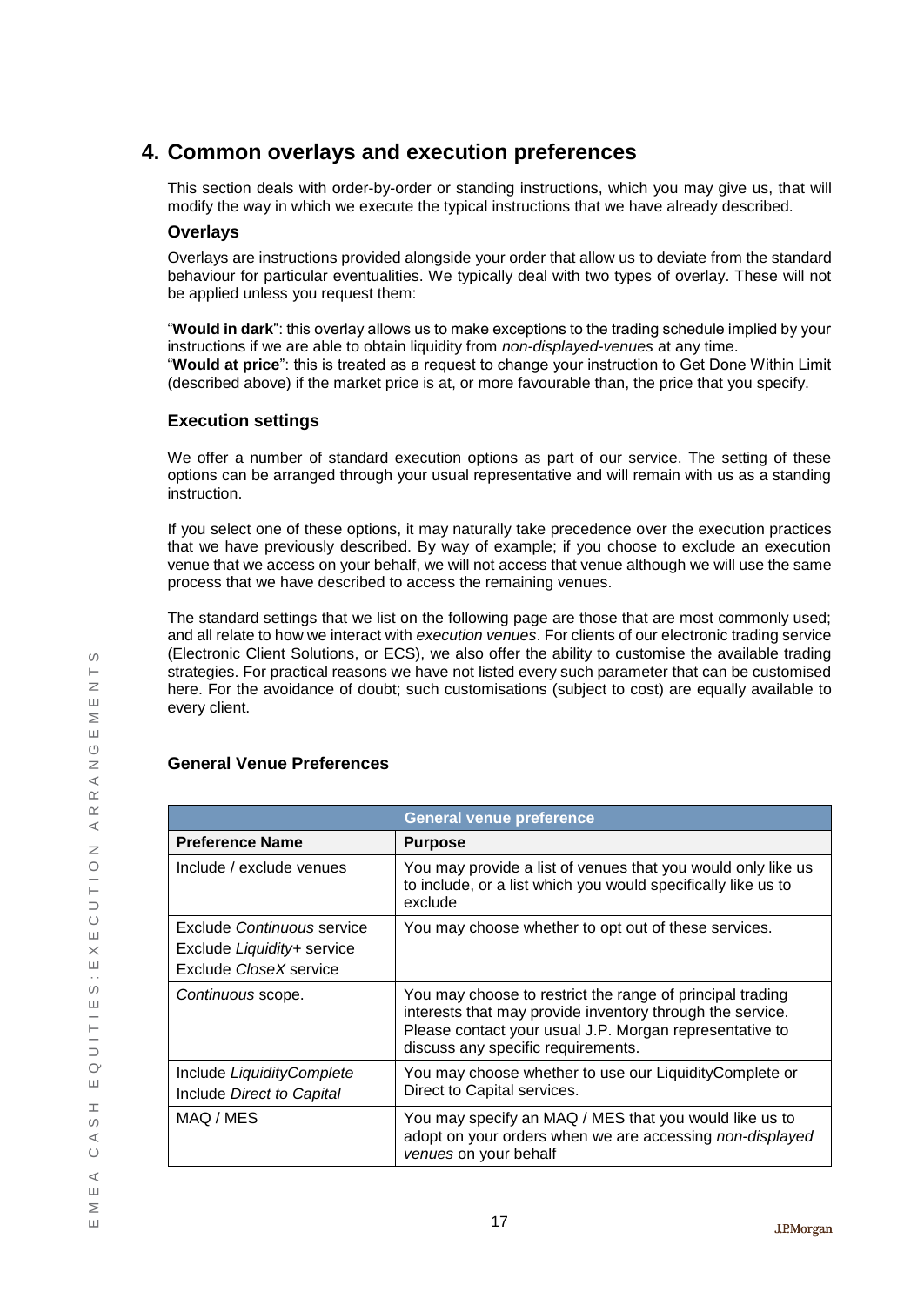## 4. Common overlays and execution preferences

This section deals with order-by-order or standing instructions, which you may give us, that will modify the way in which we execute the typical instructions that we have already described.

### Overlays

Overlays are instructions provided alongside your order that allow us to deviate from the standard behaviour for particular eventualities. We typically deal with two types of overlay. These will not be applied unless you request them:

"**Would in dark**": this overlay allows us to make exceptions to the trading schedule implied by your instructions if we are able to obtain liquidity from *non-displayed-venues* at any time.
"**Would at price**": this is treated as a request to change your instruction to Get Done Within Limit (described above) if the market price is at, or more favourable than, the price that you specify.

### Execution settings

We offer a number of standard execution options as part of our service. The setting of these options can be arranged through your usual representative and will remain with us as a standing instruction.

If you select one of these options, it may naturally take precedence over the execution practices that we have previously described. By way of example; if you choose to exclude an execution venue that we access on your behalf, we will not access that venue although we will use the same process that we have described to access the remaining venues.

The standard settings that we list on the following page are those that are most commonly used; and all relate to how we interact with *execution venues*. For clients of our electronic trading service (Electronic Client Solutions, or ECS), we also offer the ability to customise the available trading strategies. For practical reasons we have not listed every such parameter that can be customised here. For the avoidance of doubt; such customisations (subject to cost) are equally available to every client.

### General Venue Preferences

| General venue preference | |
|---|---|
| **Preference Name** | **Purpose** |
| Include / exclude venues | You may provide a list of venues that you would only like us to include, or a list which you would specifically like us to exclude |
| Exclude *Continuous* service<br>Exclude *Liquidity+* service<br>Exclude *CloseX* service | You may choose whether to opt out of these services. |
| *Continuous* scope. | You may choose to restrict the range of principal trading interests that may provide inventory through the service. Please contact your usual J.P. Morgan representative to discuss any specific requirements. |
| Include *LiquidityComplete*<br>Include *Direct to Capital* | You may choose whether to use our LiquidityComplete or Direct to Capital services. |
| MAQ / MES | You may specify an MAQ / MES that you would like us to adopt on your orders when we are accessing *non-displayed venues* on your behalf |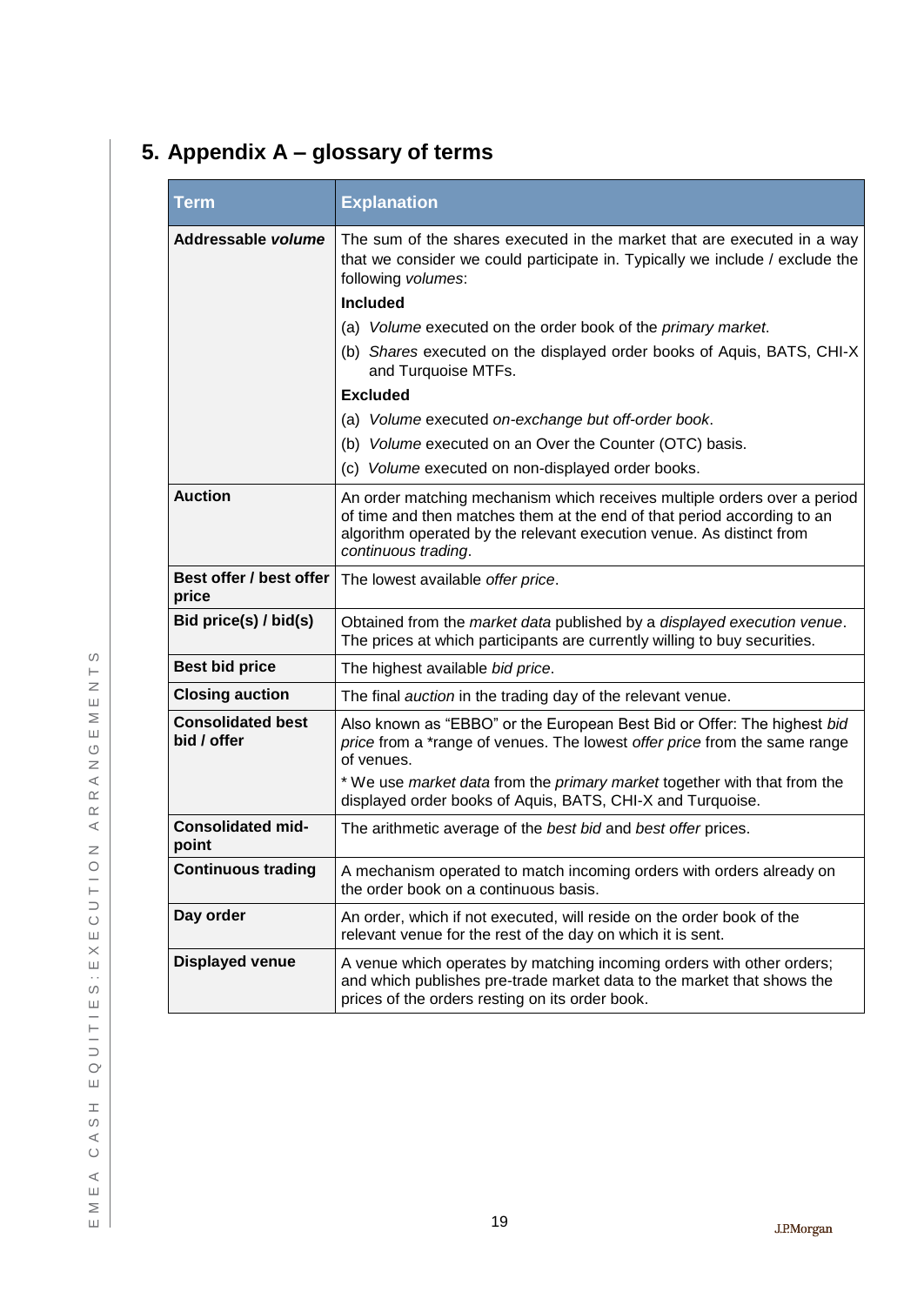## 5. Appendix A – glossary of terms

| Term | Explanation |
|---|---|
| **Addressable *volume*** | The sum of the shares executed in the market that are executed in a way that we consider we could participate in. Typically we include / exclude the following *volumes*:<br>**Included**<br>(a) *Volume* executed on the order book of the *primary market*.<br>(b) *Shares* executed on the displayed order books of Aquis, BATS, CHI-X and Turquoise MTFs.<br>**Excluded**<br>(a) *Volume* executed *on-exchange but off-order book*.<br>(b) *Volume* executed on an Over the Counter (OTC) basis.<br>(c) *Volume* executed on non-displayed order books. |
| **Auction** | An order matching mechanism which receives multiple orders over a period of time and then matches them at the end of that period according to an algorithm operated by the relevant execution venue. As distinct from *continuous trading*. |
| **Best offer / best offer price** | The lowest available *offer price*. |
| **Bid price(s) / bid(s)** | Obtained from the *market data* published by a *displayed execution venue*. The prices at which participants are currently willing to buy securities. |
| **Best bid price** | The highest available *bid price*. |
| **Closing auction** | The final *auction* in the trading day of the relevant venue. |
| **Consolidated best bid / offer** | Also known as "EBBO" or the European Best Bid or Offer: The highest *bid price* from a *range of venues. The lowest *offer price* from the same range of venues.<br>* We use *market data* from the *primary market* together with that from the displayed order books of Aquis, BATS, CHI-X and Turquoise. |
| **Consolidated mid-point** | The arithmetic average of the *best bid* and *best offer* prices. |
| **Continuous trading** | A mechanism operated to match incoming orders with orders already on the order book on a continuous basis. |
| **Day order** | An order, which if not executed, will reside on the order book of the relevant venue for the rest of the day on which it is sent. |
| **Displayed venue** | A venue which operates by matching incoming orders with other orders; and which publishes pre-trade market data to the market that shows the prices of the orders resting on its order book. |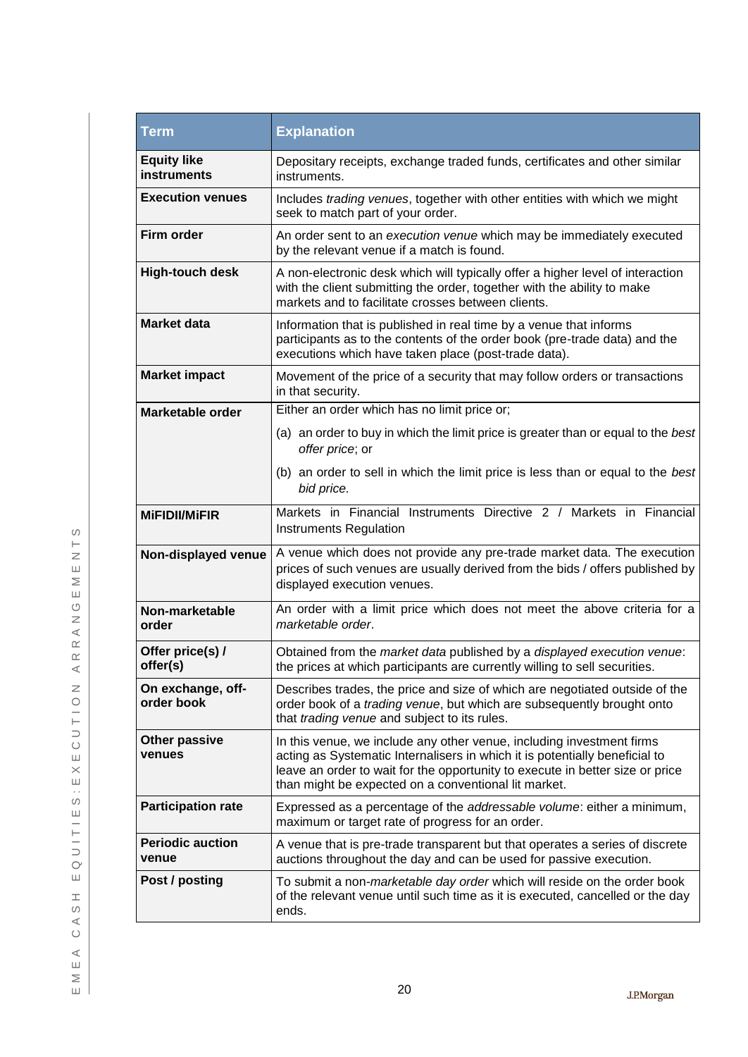| Term | Explanation |
|---|---|
| **Equity like instruments** | Depositary receipts, exchange traded funds, certificates and other similar instruments. |
| **Execution venues** | Includes *trading venues*, together with other entities with which we might seek to match part of your order. |
| **Firm order** | An order sent to an *execution venue* which may be immediately executed by the relevant venue if a match is found. |
| **High-touch desk** | A non-electronic desk which will typically offer a higher level of interaction with the client submitting the order, together with the ability to make markets and to facilitate crosses between clients. |
| **Market data** | Information that is published in real time by a venue that informs participants as to the contents of the order book (pre-trade data) and the executions which have taken place (post-trade data). |
| **Market impact** | Movement of the price of a security that may follow orders or transactions in that security. |
| **Marketable order** | Either an order which has no limit price or;<br>(a) an order to buy in which the limit price is greater than or equal to the *best offer price*; or<br>(b) an order to sell in which the limit price is less than or equal to the *best bid price.* |
| **MiFIDII/MiFIR** | Markets in Financial Instruments Directive 2 / Markets in Financial Instruments Regulation |
| **Non-displayed venue** | A venue which does not provide any pre-trade market data. The execution prices of such venues are usually derived from the bids / offers published by displayed execution venues. |
| **Non-marketable order** | An order with a limit price which does not meet the above criteria for a *marketable order*. |
| **Offer price(s) / offer(s)** | Obtained from the *market data* published by a *displayed execution venue*: the prices at which participants are currently willing to sell securities. |
| **On exchange, off-order book** | Describes trades, the price and size of which are negotiated outside of the order book of a *trading venue*, but which are subsequently brought onto that *trading venue* and subject to its rules. |
| **Other passive venues** | In this venue, we include any other venue, including investment firms acting as Systematic Internalisers in which it is potentially beneficial to leave an order to wait for the opportunity to execute in better size or price than might be expected on a conventional lit market. |
| **Participation rate** | Expressed as a percentage of the *addressable volume*: either a minimum, maximum or target rate of progress for an order. |
| **Periodic auction venue** | A venue that is pre-trade transparent but that operates a series of discrete auctions throughout the day and can be used for passive execution. |
| **Post / posting** | To submit a non-*marketable day order* which will reside on the order book of the relevant venue until such time as it is executed, cancelled or the day ends. |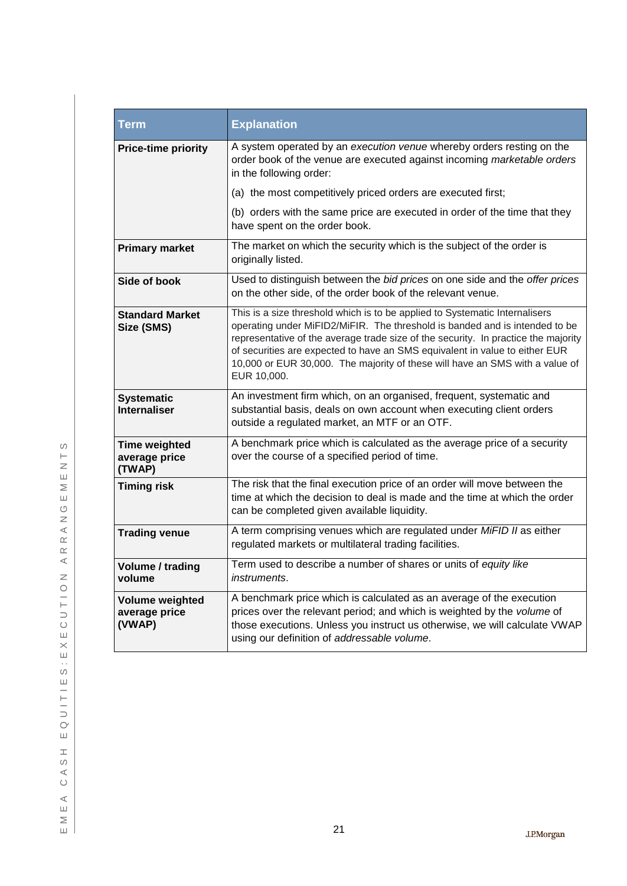| Term | Explanation |
| --- | --- |
| **Price-time priority** | A system operated by an *execution venue* whereby orders resting on the order book of the venue are executed against incoming *marketable orders* in the following order: (a) the most competitively priced orders are executed first; (b) orders with the same price are executed in order of the time that they have spent on the order book. |
| **Primary market** | The market on which the security which is the subject of the order is originally listed. |
| **Side of book** | Used to distinguish between the *bid prices* on one side and the *offer prices* on the other side, of the order book of the relevant venue. |
| **Standard Market Size (SMS)** | This is a size threshold which is to be applied to Systematic Internalisers operating under MiFID2/MiFIR. The threshold is banded and is intended to be representative of the average trade size of the security. In practice the majority of securities are expected to have an SMS equivalent in value to either EUR 10,000 or EUR 30,000. The majority of these will have an SMS with a value of EUR 10,000. |
| **Systematic Internaliser** | An investment firm which, on an organised, frequent, systematic and substantial basis, deals on own account when executing client orders outside a regulated market, an MTF or an OTF. |
| **Time weighted average price (TWAP)** | A benchmark price which is calculated as the average price of a security over the course of a specified period of time. |
| **Timing risk** | The risk that the final execution price of an order will move between the time at which the decision to deal is made and the time at which the order can be completed given available liquidity. |
| **Trading venue** | A term comprising venues which are regulated under *MiFID II* as either regulated markets or multilateral trading facilities. |
| **Volume / trading volume** | Term used to describe a number of shares or units of *equity like instruments*. |
| **Volume weighted average price (VWAP)** | A benchmark price which is calculated as an average of the execution prices over the relevant period; and which is weighted by the *volume* of those executions. Unless you instruct us otherwise, we will calculate VWAP using our definition of *addressable volume*. |